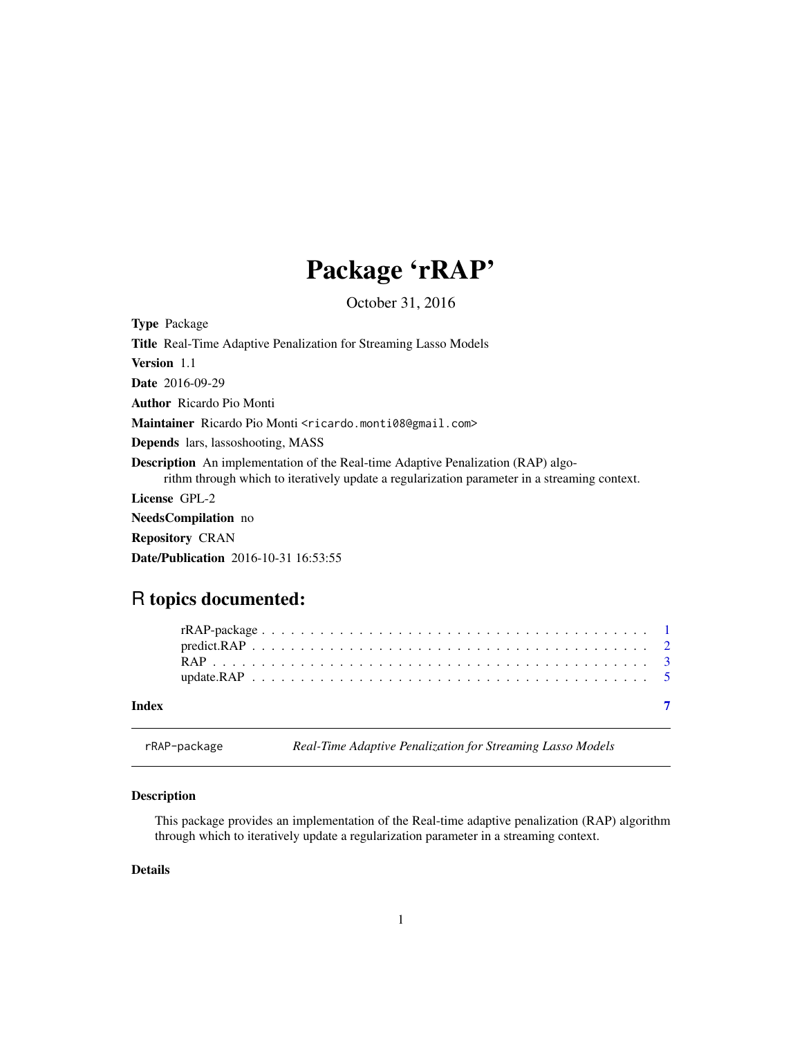# Package 'rRAP'

October 31, 2016

**Type** Package

**Title** Real-Time Adaptive Penalization for Streaming Lasso Models

**Version** 1.1

**Date** 2016-09-29

**Author** Ricardo Pio Monti

**Maintainer** Ricardo Pio Monti <ricardo.monti08@gmail.com>

**Depends** lars, lassoshooting, MASS

**Description** An implementation of the Real-time Adaptive Penalization (RAP) algorithm through which to iteratively update a regularization parameter in a streaming context.

**License** GPL-2

**NeedsCompilation** no

**Repository** CRAN

**Date/Publication** 2016-10-31 16:53:55

## R topics documented:

- rRAP-package . . . . . . . . . . . . . . . . . . . . . . . . . . . . . . . . . . . . . . . . 1
- predict.RAP . . . . . . . . . . . . . . . . . . . . . . . . . . . . . . . . . . . . . . . . 2
- RAP . . . . . . . . . . . . . . . . . . . . . . . . . . . . . . . . . . . . . . . . . . . 3
- update.RAP . . . . . . . . . . . . . . . . . . . . . . . . . . . . . . . . . . . . . . . . 5

**Index** 7

---

`rRAP-package` *Real-Time Adaptive Penalization for Streaming Lasso Models*

---

### Description

This package provides an implementation of the Real-time adaptive penalization (RAP) algorithm through which to iteratively update a regularization parameter in a streaming context.

### Details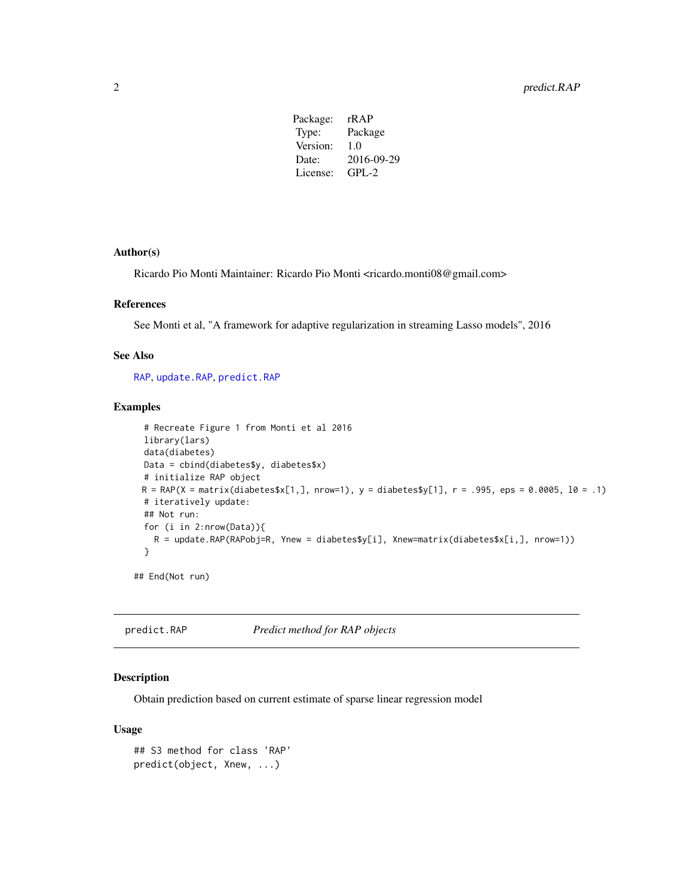| Package: | rRAP |
|---|---|
| Type: | Package |
| Version: | 1.0 |
| Date: | 2016-09-29 |
| License: | GPL-2 |

### Author(s)

Ricardo Pio Monti Maintainer: Ricardo Pio Monti <ricardo.monti08@gmail.com>

### References

See Monti et al, "A framework for adaptive regularization in streaming Lasso models", 2016

### See Also

RAP, update.RAP, predict.RAP

### Examples

```
# Recreate Figure 1 from Monti et al 2016
library(lars)
data(diabetes)
Data = cbind(diabetes$y, diabetes$x)
# initialize RAP object
R = RAP(X = matrix(diabetes$x[1,], nrow=1), y = diabetes$y[1], r = .995, eps = 0.0005, l0 = .1)
# iteratively update:
## Not run:
for (i in 2:nrow(Data)){
  R = update.RAP(RAPobj=R, Ynew = diabetes$y[i], Xnew=matrix(diabetes$x[i,], nrow=1))
}

## End(Not run)
```

---

## predict.RAP — *Predict method for RAP objects*

---

### Description

Obtain prediction based on current estimate of sparse linear regression model

### Usage

```
## S3 method for class 'RAP'
predict(object, Xnew, ...)
```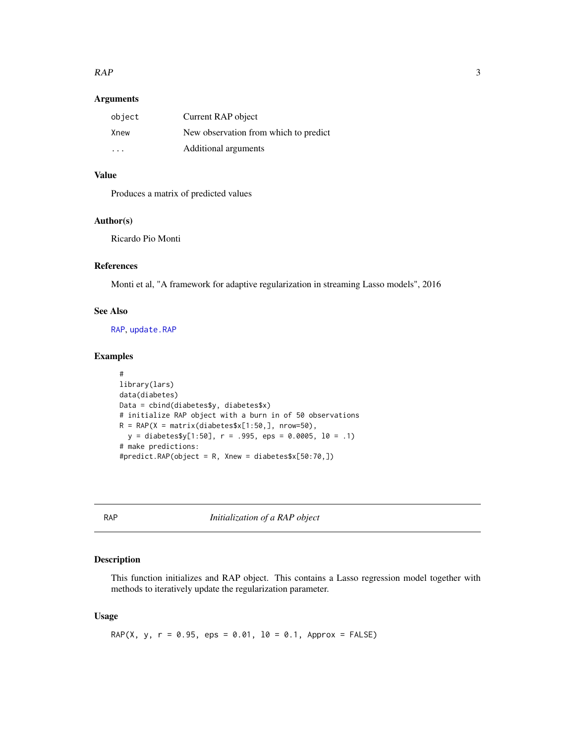### Arguments

| | |
|---|---|
| `object` | Current RAP object |
| `Xnew` | New observation from which to predict |
| `...` | Additional arguments |

### Value

Produces a matrix of predicted values

### Author(s)

Ricardo Pio Monti

### References

Monti et al, "A framework for adaptive regularization in streaming Lasso models", 2016

### See Also

`RAP`, `update.RAP`

### Examples

```
#
library(lars)
data(diabetes)
Data = cbind(diabetes$y, diabetes$x)
# initialize RAP object with a burn in of 50 observations
R = RAP(X = matrix(diabetes$x[1:50,], nrow=50),
  y = diabetes$y[1:50], r = .995, eps = 0.0005, l0 = .1)
# make predictions:
#predict.RAP(object = R, Xnew = diabetes$x[50:70,])
```

---

## RAP — *Initialization of a RAP object*

### Description

This function initializes and RAP object. This contains a Lasso regression model together with methods to iteratively update the regularization parameter.

### Usage

```
RAP(X, y, r = 0.95, eps = 0.01, l0 = 0.1, Approx = FALSE)
```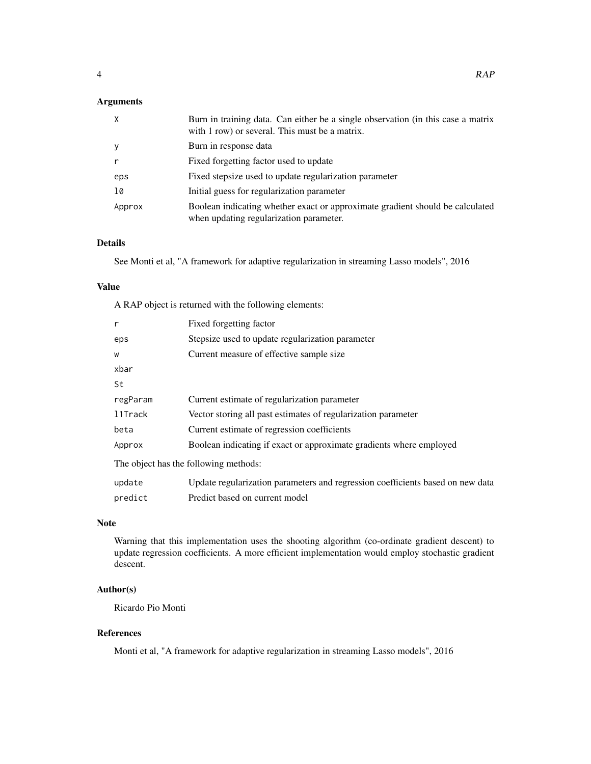### Arguments

| | |
|---|---|
| `X` | Burn in training data. Can either be a single observation (in this case a matrix with 1 row) or several. This must be a matrix. |
| `y` | Burn in response data |
| `r` | Fixed forgetting factor used to update |
| `eps` | Fixed stepsize used to update regularization parameter |
| `l0` | Initial guess for regularization parameter |
| `Approx` | Boolean indicating whether exact or approximate gradient should be calculated when updating regularization parameter. |

### Details

See Monti et al, "A framework for adaptive regularization in streaming Lasso models", 2016

### Value

A RAP object is returned with the following elements:

| | |
|---|---|
| `r` | Fixed forgetting factor |
| `eps` | Stepsize used to update regularization parameter |
| `w` | Current measure of effective sample size |
| `xbar` | |
| `St` | |
| `regParam` | Current estimate of regularization parameter |
| `l1Track` | Vector storing all past estimates of regularization parameter |
| `beta` | Current estimate of regression coefficients |
| `Approx` | Boolean indicating if exact or approximate gradients where employed |

The object has the following methods:

| | |
|---|---|
| `update` | Update regularization parameters and regression coefficients based on new data |
| `predict` | Predict based on current model |

### Note

Warning that this implementation uses the shooting algorithm (co-ordinate gradient descent) to update regression coefficients. A more efficient implementation would employ stochastic gradient descent.

### Author(s)

Ricardo Pio Monti

### References

Monti et al, "A framework for adaptive regularization in streaming Lasso models", 2016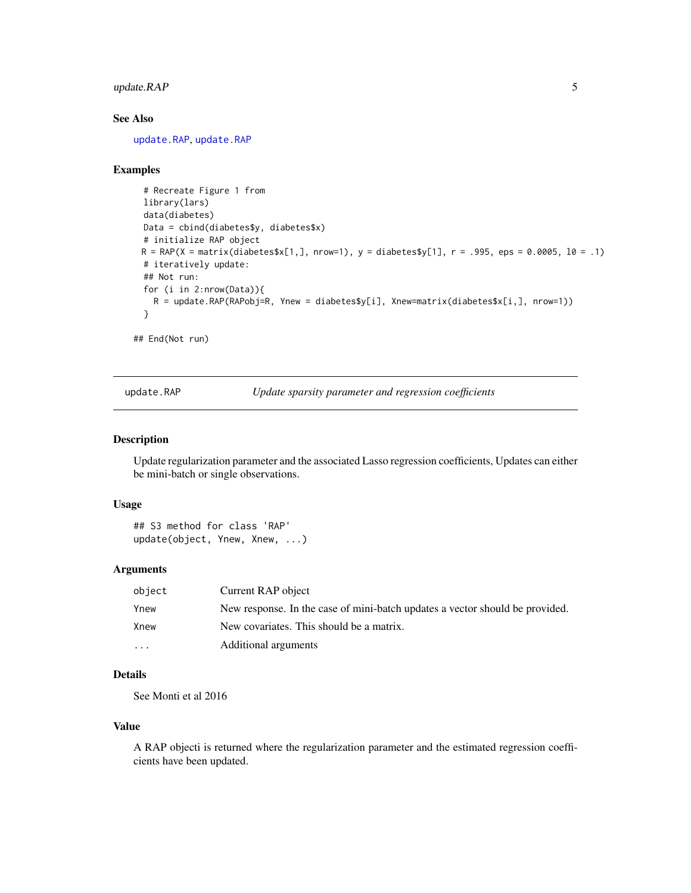### See Also

update.RAP, update.RAP

### Examples

```
# Recreate Figure 1 from
library(lars)
data(diabetes)
Data = cbind(diabetes$y, diabetes$x)
# initialize RAP object
R = RAP(X = matrix(diabetes$x[1,], nrow=1), y = diabetes$y[1], r = .995, eps = 0.0005, l0 = .1)
# iteratively update:
## Not run:
for (i in 2:nrow(Data)){
  R = update.RAP(RAPobj=R, Ynew = diabetes$y[i], Xnew=matrix(diabetes$x[i,], nrow=1))
}

## End(Not run)
```

---

## update.RAP — *Update sparsity parameter and regression coefficients*

### Description

Update regularization parameter and the associated Lasso regression coefficients, Updates can either be mini-batch or single observations.

### Usage

```
## S3 method for class 'RAP'
update(object, Ynew, Xnew, ...)
```

### Arguments

| | |
|---|---|
| object | Current RAP object |
| Ynew | New response. In the case of mini-batch updates a vector should be provided. |
| Xnew | New covariates. This should be a matrix. |
| ... | Additional arguments |

### Details

See Monti et al 2016

### Value

A RAP objecti is returned where the regularization parameter and the estimated regression coefficients have been updated.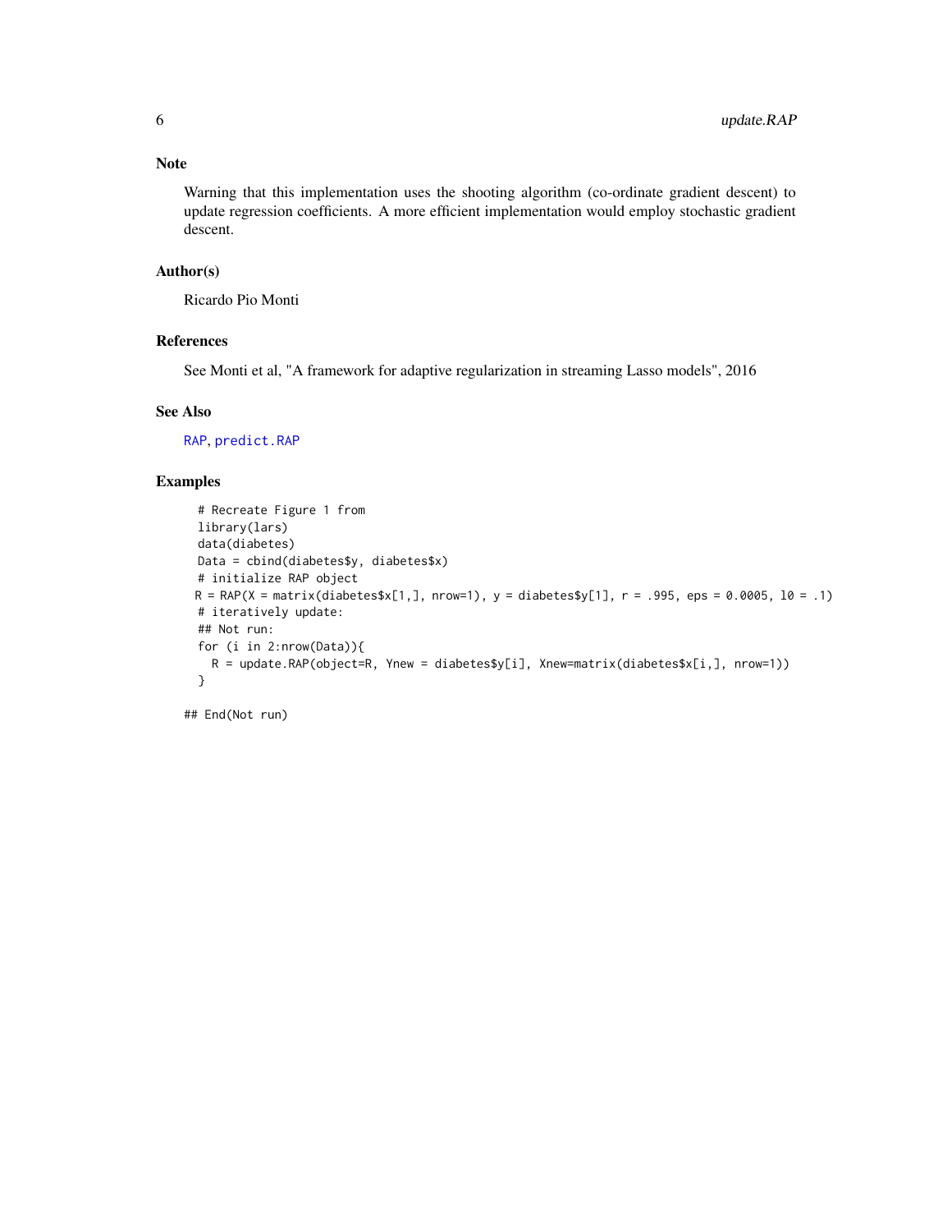## Note

Warning that this implementation uses the shooting algorithm (co-ordinate gradient descent) to update regression coefficients. A more efficient implementation would employ stochastic gradient descent.

## Author(s)

Ricardo Pio Monti

## References

See Monti et al, "A framework for adaptive regularization in streaming Lasso models", 2016

## See Also

RAP, predict.RAP

## Examples

```
  # Recreate Figure 1 from
  library(lars)
  data(diabetes)
  Data = cbind(diabetes$y, diabetes$x)
  # initialize RAP object
 R = RAP(X = matrix(diabetes$x[1,], nrow=1), y = diabetes$y[1], r = .995, eps = 0.0005, l0 = .1)
  # iteratively update:
  ## Not run:
  for (i in 2:nrow(Data)){
    R = update.RAP(object=R, Ynew = diabetes$y[i], Xnew=matrix(diabetes$x[i,], nrow=1))
  }

## End(Not run)
```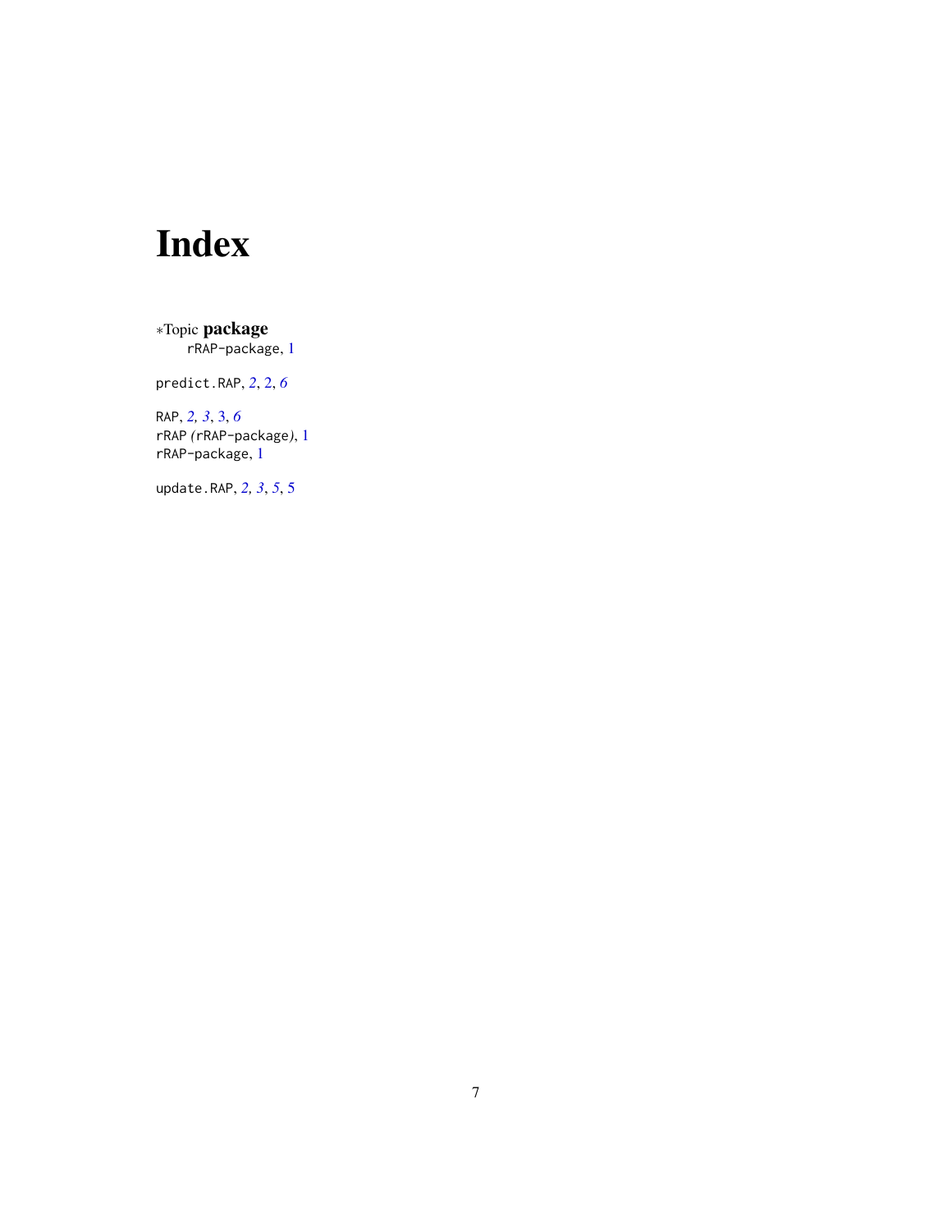# Index

*Topic **package**
    rRAP-package, 1

predict.RAP, *2*, 2, *6*

RAP, *2, 3*, 3, *6*
rRAP *(*rRAP-package*)*, 1
rRAP-package, 1

update.RAP, *2, 3*, *5*, 5